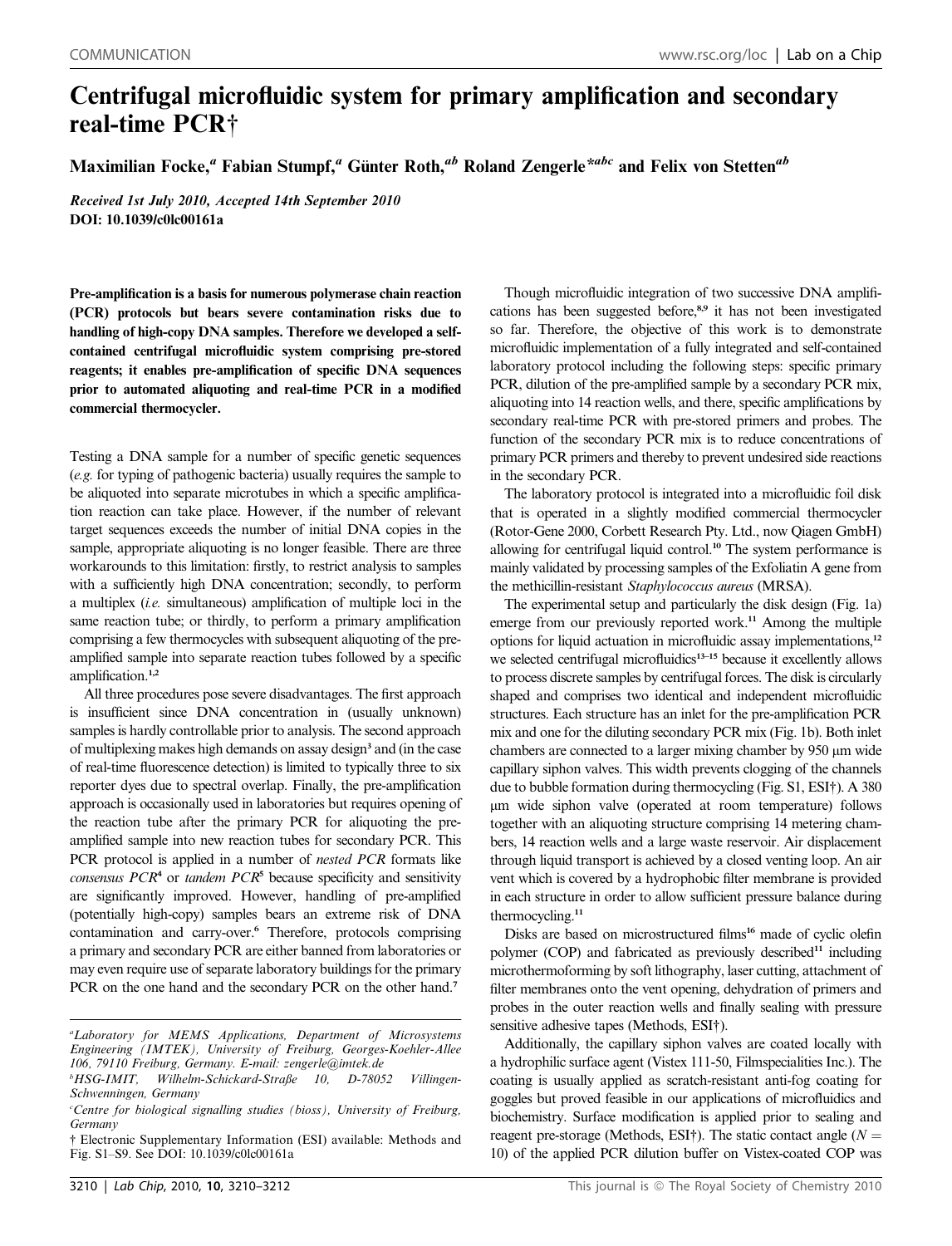# Centrifugal microfluidic system for primary amplification and secondary real-time PCR†

Maximilian Focke,[a] Fabian Stumpf,[a] Günter Roth,[ab] Roland Zengerle*[abc] and Felix von Stetten[ab]

*Received 1st July 2010, Accepted 14th September 2010*
**DOI: 10.1039/c0lc00161a**

**Pre-amplification is a basis for numerous polymerase chain reaction (PCR) protocols but bears severe contamination risks due to handling of high-copy DNA samples. Therefore we developed a self-contained centrifugal microfluidic system comprising pre-stored reagents; it enables pre-amplification of specific DNA sequences prior to automated aliquoting and real-time PCR in a modified commercial thermocycler.**

Testing a DNA sample for a number of specific genetic sequences (*e.g.* for typing of pathogenic bacteria) usually requires the sample to be aliquoted into separate microtubes in which a specific amplification reaction can take place. However, if the number of relevant target sequences exceeds the number of initial DNA copies in the sample, appropriate aliquoting is no longer feasible. There are three workarounds to this limitation: firstly, to restrict analysis to samples with a sufficiently high DNA concentration; secondly, to perform a multiplex (*i.e.* simultaneous) amplification of multiple loci in the same reaction tube; or thirdly, to perform a primary amplification comprising a few thermocycles with subsequent aliquoting of the pre-amplified sample into separate reaction tubes followed by a specific amplification.[1,2]

All three procedures pose severe disadvantages. The first approach is insufficient since DNA concentration in (usually unknown) samples is hardly controllable prior to analysis. The second approach of multiplexing makes high demands on assay design[3] and (in the case of real-time fluorescence detection) is limited to typically three to six reporter dyes due to spectral overlap. Finally, the pre-amplification approach is occasionally used in laboratories but requires opening of the reaction tube after the primary PCR for aliquoting the pre-amplified sample into new reaction tubes for secondary PCR. This PCR protocol is applied in a number of *nested PCR* formats like *consensus PCR*[4] or *tandem PCR*[5] because specificity and sensitivity are significantly improved. However, handling of pre-amplified (potentially high-copy) samples bears an extreme risk of DNA contamination and carry-over.[6] Therefore, protocols comprising a primary and secondary PCR are either banned from laboratories or may even require use of separate laboratory buildings for the primary PCR on the one hand and the secondary PCR on the other hand.[7]

Though microfluidic integration of two successive DNA amplifications has been suggested before,[8,9] it has not been investigated so far. Therefore, the objective of this work is to demonstrate microfluidic implementation of a fully integrated and self-contained laboratory protocol including the following steps: specific primary PCR, dilution of the pre-amplified sample by a secondary PCR mix, aliquoting into 14 reaction wells, and there, specific amplifications by secondary real-time PCR with pre-stored primers and probes. The function of the secondary PCR mix is to reduce concentrations of primary PCR primers and thereby to prevent undesired side reactions in the secondary PCR.

The laboratory protocol is integrated into a microfluidic foil disk that is operated in a slightly modified commercial thermocycler (Rotor-Gene 2000, Corbett Research Pty. Ltd., now Qiagen GmbH) allowing for centrifugal liquid control.[10] The system performance is mainly validated by processing samples of the Exfoliatin A gene from the methicillin-resistant *Staphylococcus aureus* (MRSA).

The experimental setup and particularly the disk design (Fig. 1a) emerge from our previously reported work.[11] Among the multiple options for liquid actuation in microfluidic assay implementations,[12] we selected centrifugal microfluidics[13–15] because it excellently allows to process discrete samples by centrifugal forces. The disk is circularly shaped and comprises two identical and independent microfluidic structures. Each structure has an inlet for the pre-amplification PCR mix and one for the diluting secondary PCR mix (Fig. 1b). Both inlet chambers are connected to a larger mixing chamber by 950 μm wide capillary siphon valves. This width prevents clogging of the channels due to bubble formation during thermocycling (Fig. S1, ESI†). A 380 μm wide siphon valve (operated at room temperature) follows together with an aliquoting structure comprising 14 metering chambers, 14 reaction wells and a large waste reservoir. Air displacement through liquid transport is achieved by a closed venting loop. An air vent which is covered by a hydrophobic filter membrane is provided in each structure in order to allow sufficient pressure balance during thermocycling.[11]

Disks are based on microstructured films[16] made of cyclic olefin polymer (COP) and fabricated as previously described[11] including microthermoforming by soft lithography, laser cutting, attachment of filter membranes onto the vent opening, dehydration of primers and probes in the outer reaction wells and finally sealing with pressure sensitive adhesive tapes (Methods, ESI†).

Additionally, the capillary siphon valves are coated locally with a hydrophilic surface agent (Vistex 111-50, Filmspecialities Inc.). The coating is usually applied as scratch-resistant anti-fog coating for goggles but proved feasible in our applications of microfluidics and biochemistry. Surface modification is applied prior to sealing and reagent pre-storage (Methods, ESI†). The static contact angle ($N$ = 10) of the applied PCR dilution buffer on Vistex-coated COP was

---

[a] Laboratory for MEMS Applications, Department of Microsystems Engineering (IMTEK), University of Freiburg, Georges-Koehler-Allee 106, 79110 Freiburg, Germany. E-mail: zengerle@imtek.de

[b] HSG-IMIT, Wilhelm-Schickard-Straße 10, D-78052 Villingen-Schwenningen, Germany

[c] Centre for biological signalling studies (bioss), University of Freiburg, Germany

† Electronic Supplementary Information (ESI) available: Methods and Fig. S1–S9. See DOI: 10.1039/c0lc00161a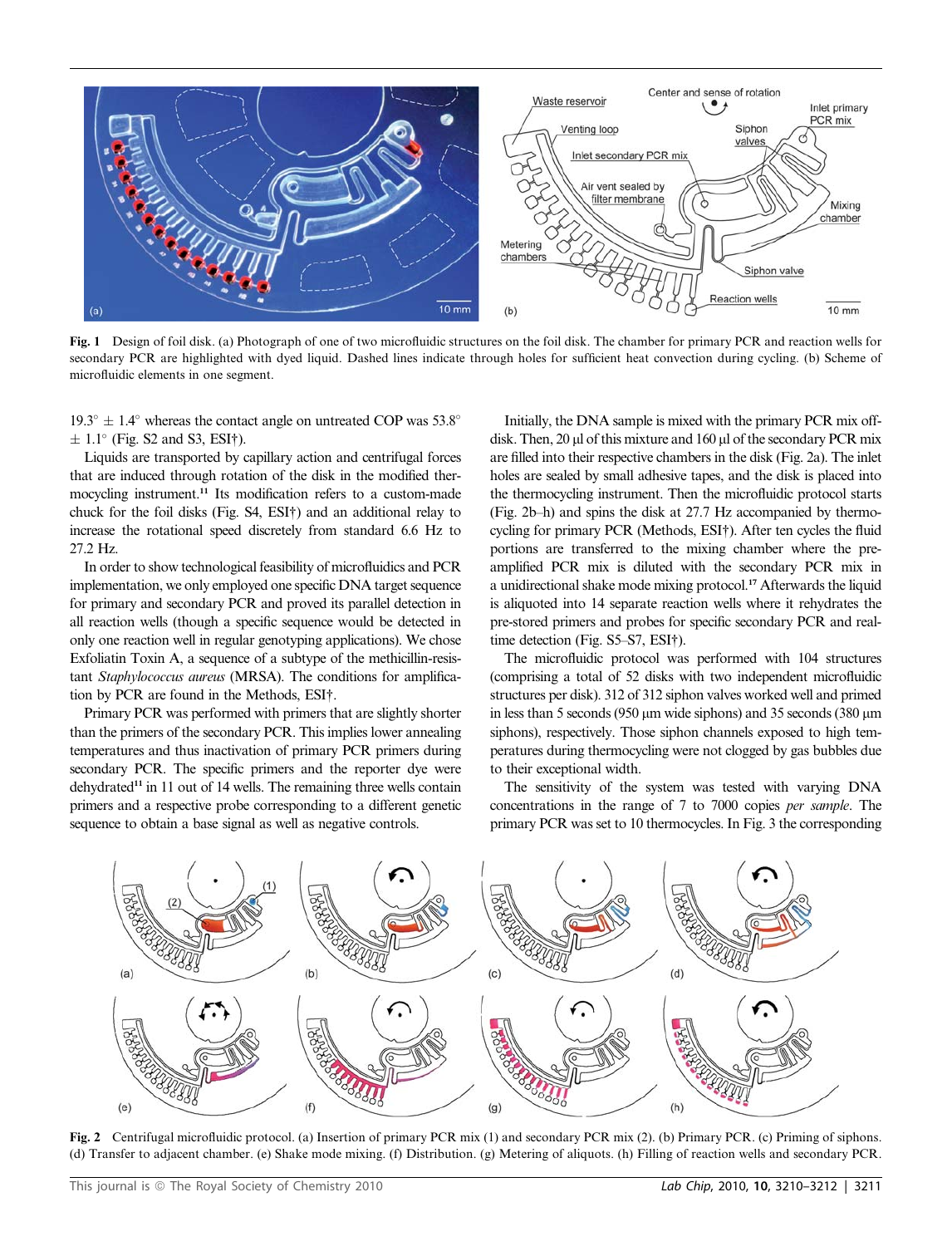Fig. 1 Design of foil disk. (a) Photograph of one of two microfluidic structures on the foil disk. The chamber for primary PCR and reaction wells for secondary PCR are highlighted with dyed liquid. Dashed lines indicate through holes for sufficient heat convection during cycling. (b) Scheme of microfluidic elements in one segment.

$19.3° \pm 1.4°$ whereas the contact angle on untreated COP was $53.8° \pm 1.1°$ (Fig. S2 and S3, ESI†).

Liquids are transported by capillary action and centrifugal forces that are induced through rotation of the disk in the modified thermocycling instrument.[11] Its modification refers to a custom-made chuck for the foil disks (Fig. S4, ESI†) and an additional relay to increase the rotational speed discretely from standard 6.6 Hz to 27.2 Hz.

In order to show technological feasibility of microfluidics and PCR implementation, we only employed one specific DNA target sequence for primary and secondary PCR and proved its parallel detection in all reaction wells (though a specific sequence would be detected in only one reaction well in regular genotyping applications). We chose Exfoliatin Toxin A, a sequence of a subtype of the methicillin-resistant *Staphylococcus aureus* (MRSA). The conditions for amplification by PCR are found in the Methods, ESI†.

Primary PCR was performed with primers that are slightly shorter than the primers of the secondary PCR. This implies lower annealing temperatures and thus inactivation of primary PCR primers during secondary PCR. The specific primers and the reporter dye were dehydrated[11] in 11 out of 14 wells. The remaining three wells contain primers and a respective probe corresponding to a different genetic sequence to obtain a base signal as well as negative controls.

Initially, the DNA sample is mixed with the primary PCR mix off-disk. Then, 20 µl of this mixture and 160 µl of the secondary PCR mix are filled into their respective chambers in the disk (Fig. 2a). The inlet holes are sealed by small adhesive tapes, and the disk is placed into the thermocycling instrument. Then the microfluidic protocol starts (Fig. 2b–h) and spins the disk at 27.7 Hz accompanied by thermocycling for primary PCR (Methods, ESI†). After ten cycles the fluid portions are transferred to the mixing chamber where the pre-amplified PCR mix is diluted with the secondary PCR mix in a unidirectional shake mode mixing protocol.[17] Afterwards the liquid is aliquoted into 14 separate reaction wells where it rehydrates the pre-stored primers and probes for specific secondary PCR and real-time detection (Fig. S5–S7, ESI†).

The microfluidic protocol was performed with 104 structures (comprising a total of 52 disks with two independent microfluidic structures per disk). 312 of 312 siphon valves worked well and primed in less than 5 seconds (950 µm wide siphons) and 35 seconds (380 µm siphons), respectively. Those siphon channels exposed to high temperatures during thermocycling were not clogged by gas bubbles due to their exceptional width.

The sensitivity of the system was tested with varying DNA concentrations in the range of 7 to 7000 copies *per sample*. The primary PCR was set to 10 thermocycles. In Fig. 3 the corresponding

Fig. 2 Centrifugal microfluidic protocol. (a) Insertion of primary PCR mix (1) and secondary PCR mix (2). (b) Primary PCR. (c) Priming of siphons. (d) Transfer to adjacent chamber. (e) Shake mode mixing. (f) Distribution. (g) Metering of aliquots. (h) Filling of reaction wells and secondary PCR.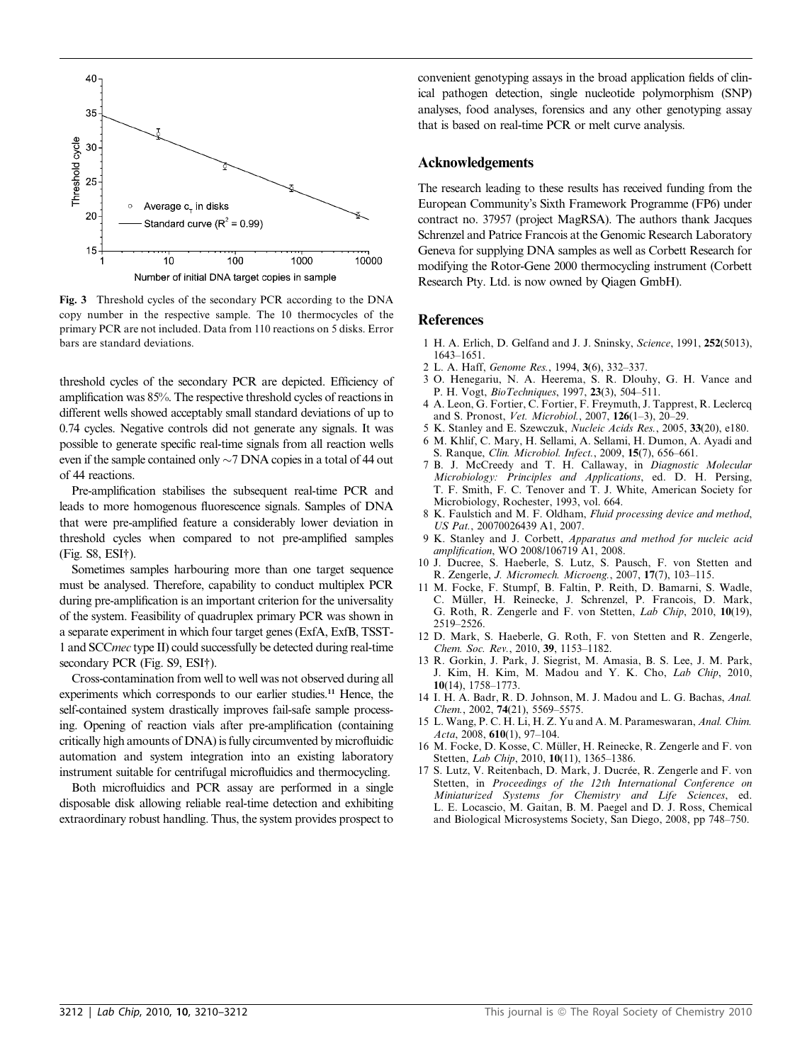40
35
30
25
20
15

Threshold cycle

1 10 100 1000 10000

Number of initial DNA target copies in sample

Average $c_T$ in disks

Standard curve ($R^2$ = 0.99)

**Fig. 3** Threshold cycles of the secondary PCR according to the DNA copy number in the respective sample. The 10 thermocycles of the primary PCR are not included. Data from 110 reactions on 5 disks. Error bars are standard deviations.

threshold cycles of the secondary PCR are depicted. Efficiency of amplification was 85%. The respective threshold cycles of reactions in different wells showed acceptably small standard deviations of up to 0.74 cycles. Negative controls did not generate any signals. It was possible to generate specific real-time signals from all reaction wells even if the sample contained only ~7 DNA copies in a total of 44 out of 44 reactions.

Pre-amplification stabilises the subsequent real-time PCR and leads to more homogenous fluorescence signals. Samples of DNA that were pre-amplified feature a considerably lower deviation in threshold cycles when compared to not pre-amplified samples (Fig. S8, ESI†).

Sometimes samples harbouring more than one target sequence must be analysed. Therefore, capability to conduct multiplex PCR during pre-amplification is an important criterion for the universality of the system. Feasibility of quadruplex primary PCR was shown in a separate experiment in which four target genes (ExfA, ExfB, TSST-1 and SCC*mec* type II) could successfully be detected during real-time secondary PCR (Fig. S9, ESI†).

Cross-contamination from well to well was not observed during all experiments which corresponds to our earlier studies.[11] Hence, the self-contained system drastically improves fail-safe sample processing. Opening of reaction vials after pre-amplification (containing critically high amounts of DNA) is fully circumvented by microfluidic automation and system integration into an existing laboratory instrument suitable for centrifugal microfluidics and thermocycling.

Both microfluidics and PCR assay are performed in a single disposable disk allowing reliable real-time detection and exhibiting extraordinary robust handling. Thus, the system provides prospect to convenient genotyping assays in the broad application fields of clinical pathogen detection, single nucleotide polymorphism (SNP) analyses, food analyses, forensics and any other genotyping assay that is based on real-time PCR or melt curve analysis.

## Acknowledgements

The research leading to these results has received funding from the European Community's Sixth Framework Programme (FP6) under contract no. 37957 (project MagRSA). The authors thank Jacques Schrenzel and Patrice Francois at the Genomic Research Laboratory Geneva for supplying DNA samples as well as Corbett Research for modifying the Rotor-Gene 2000 thermocycling instrument (Corbett Research Pty. Ltd. is now owned by Qiagen GmbH).

## References

1. H. A. Erlich, D. Gelfand and J. J. Sninsky, *Science*, 1991, **252**(5013), 1643–1651.
2. L. A. Haff, *Genome Res.*, 1994, **3**(6), 332–337.
3. O. Henegariu, N. A. Heerema, S. R. Dlouhy, G. H. Vance and P. H. Vogt, *BioTechniques*, 1997, **23**(3), 504–511.
4. A. Leon, G. Fortier, C. Fortier, F. Freymuth, J. Tapprest, R. Leclercq and S. Pronost, *Vet. Microbiol.*, 2007, **126**(1–3), 20–29.
5. K. Stanley and E. Szewczuk, *Nucleic Acids Res.*, 2005, **33**(20), e180.
6. M. Khlif, C. Mary, H. Sellami, A. Sellami, H. Dumon, A. Ayadi and S. Ranque, *Clin. Microbiol. Infect.*, 2009, **15**(7), 656–661.
7. B. J. McCreedy and T. H. Callaway, in *Diagnostic Molecular Microbiology: Principles and Applications*, ed. D. H. Persing, T. F. Smith, F. C. Tenover and T. J. White, American Society for Microbiology, Rochester, 1993, vol. 664.
8. K. Faulstich and M. F. Oldham, *Fluid processing device and method*, *US Pat.*, 20070026439 A1, 2007.
9. K. Stanley and J. Corbett, *Apparatus and method for nucleic acid amplification*, WO 2008/106719 A1, 2008.
10. J. Ducree, S. Haeberle, S. Lutz, S. Pausch, F. von Stetten and R. Zengerle, *J. Micromech. Microeng.*, 2007, **17**(7), 103–115.
11. M. Focke, F. Stumpf, B. Faltin, P. Reith, D. Bamarni, S. Wadle, C. Müller, H. Reinecke, J. Schrenzel, P. Francois, D. Mark, G. Roth, R. Zengerle and F. von Stetten, *Lab Chip*, 2010, **10**(19), 2519–2526.
12. D. Mark, S. Haeberle, G. Roth, F. von Stetten and R. Zengerle, *Chem. Soc. Rev.*, 2010, **39**, 1153–1182.
13. R. Gorkin, J. Park, J. Siegrist, M. Amasia, B. S. Lee, J. M. Park, J. Kim, H. Kim, M. Madou and Y. K. Cho, *Lab Chip*, 2010, **10**(14), 1758–1773.
14. I. H. A. Badr, R. D. Johnson, M. J. Madou and L. G. Bachas, *Anal. Chem.*, 2002, **74**(21), 5569–5575.
15. L. Wang, P. C. H. Li, H. Z. Yu and A. M. Parameswaran, *Anal. Chim. Acta*, 2008, **610**(1), 97–104.
16. M. Focke, D. Kosse, C. Müller, H. Reinecke, R. Zengerle and F. von Stetten, *Lab Chip*, 2010, **10**(11), 1365–1386.
17. S. Lutz, V. Reitenbach, D. Mark, J. Ducrée, R. Zengerle and F. von Stetten, in *Proceedings of the 12th International Conference on Miniaturized Systems for Chemistry and Life Sciences*, ed. L. E. Locascio, M. Gaitan, B. M. Paegel and D. J. Ross, Chemical and Biological Microsystems Society, San Diego, 2008, pp 748–750.